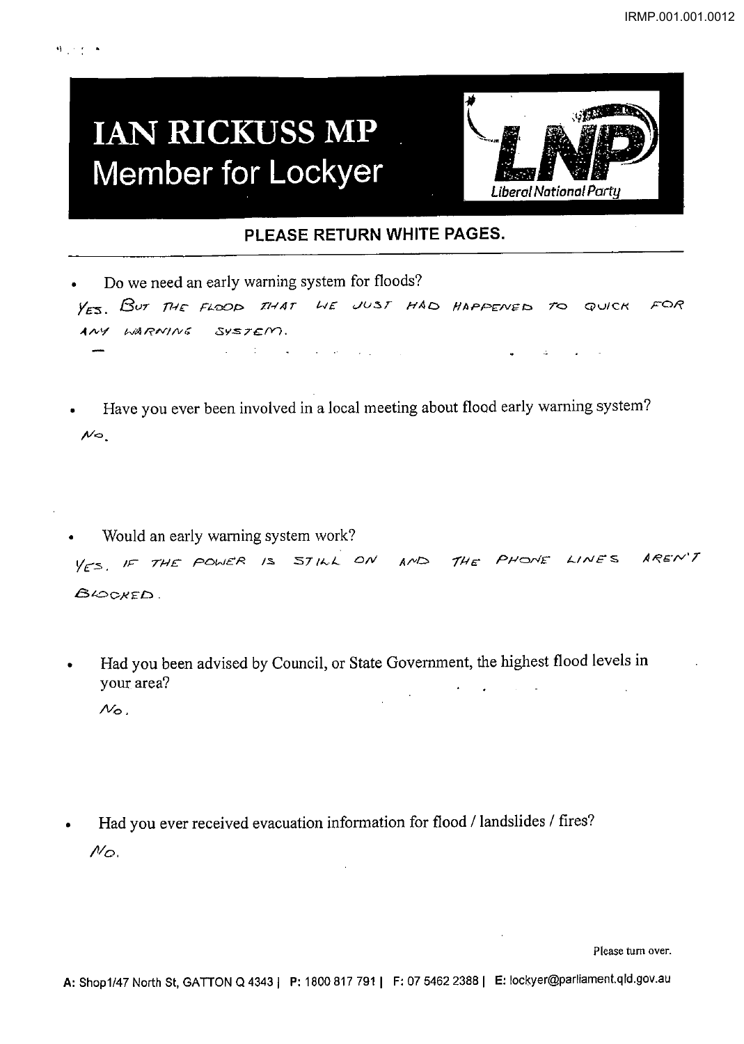# IAN RICKUSS MP
## Member for Lockyer

Liberal National Party

**PLEASE RETURN WHITE PAGES.**

---

- Do we need an early warning system for floods?

  YES. BUT THE FLOOD THAT WE JUST HAD HAPPENED TO QUICK FOR ANY WARNING SYSTEM.

- Have you ever been involved in a local meeting about flood early warning system?

  NO.

- Would an early warning system work?

  YES, IF THE POWER IS STILL ON AND THE PHONE LINES AREN'T BLOCKED.

- Had you been advised by Council, or State Government, the highest flood levels in your area?

  NO.

- Had you ever received evacuation information for flood / landslides / fires?

  NO.

Please turn over.

A: Shop1/47 North St, GATTON Q 4343 | P: 1800 817 791 | F: 07 5462 2388 | E: lockyer@parliament.qld.gov.au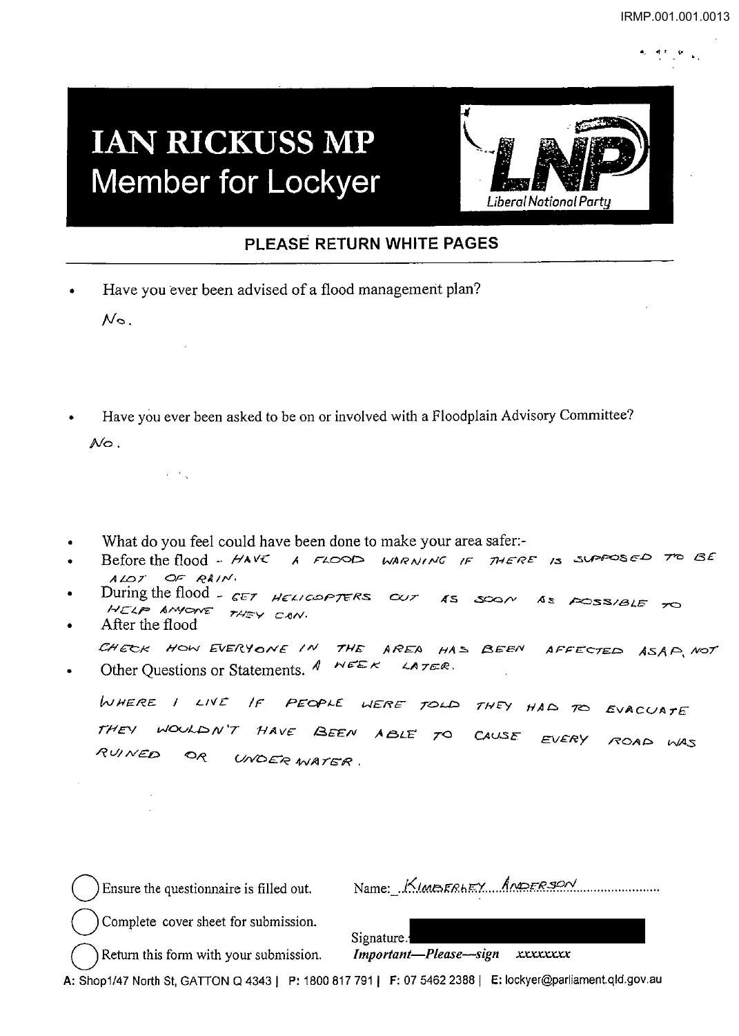# IAN RICKUSS MP
## Member for Lockyer

Liberal National Party

**PLEASE RETURN WHITE PAGES**

- Have you ever been advised of a flood management plan?

  No.

- Have you ever been asked to be on or involved with a Floodplain Advisory Committee?

  No.

- What do you feel could have been done to make your area safer:-
- Before the flood - HAVE A FLOOD WARNING IF THERE IS SUPPOSED TO BE ALOT OF RAIN.
- During the flood - GET HELICOPTERS OUT AS SOON AS POSSIBLE TO HELP ANYONE THEY CAN.
- After the flood

  CHECK HOW EVERYONE IN THE AREA HAS BEEN AFFECTED ASAP, NOT A WEEK LATER.

- Other Questions or Statements.

  WHERE I LIVE IF PEOPLE WERE TOLD THEY HAD TO EVACUATE THEY WOULDN'T HAVE BEEN ABLE TO CAUSE EVERY ROAD WAS RUINED OR UNDER WATER.

◯ Ensure the questionnaire is filled out.

◯ Complete cover sheet for submission.

◯ Return this form with your submission.

Name: KIMBERLEY ANDERSON

Signature: [redacted]

*Important—Please—sign xxxxxxxx*

A: Shop1/47 North St, GATTON Q 4343 | P: 1800 817 791 | F: 07 5462 2388 | E: lockyer@parliament.qld.gov.au